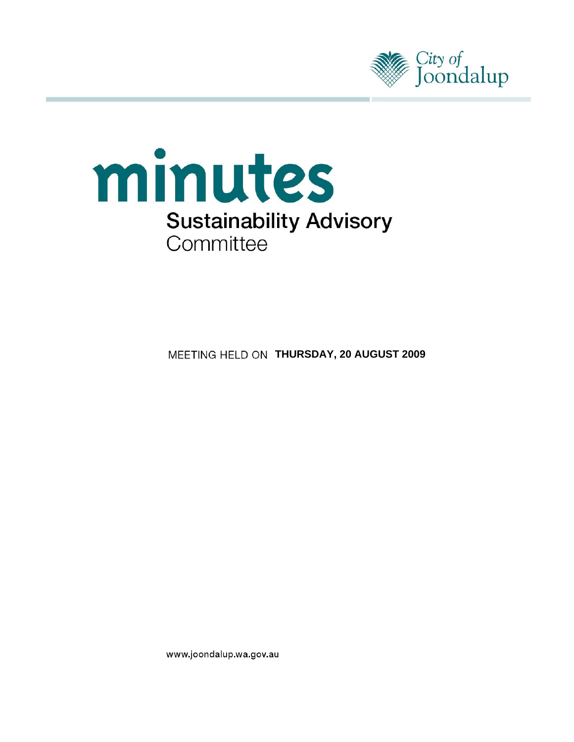City of Joondalup

# minutes

## Sustainability Advisory Committee

MEETING HELD ON **THURSDAY, 20 AUGUST 2009**

www.joondalup.wa.gov.au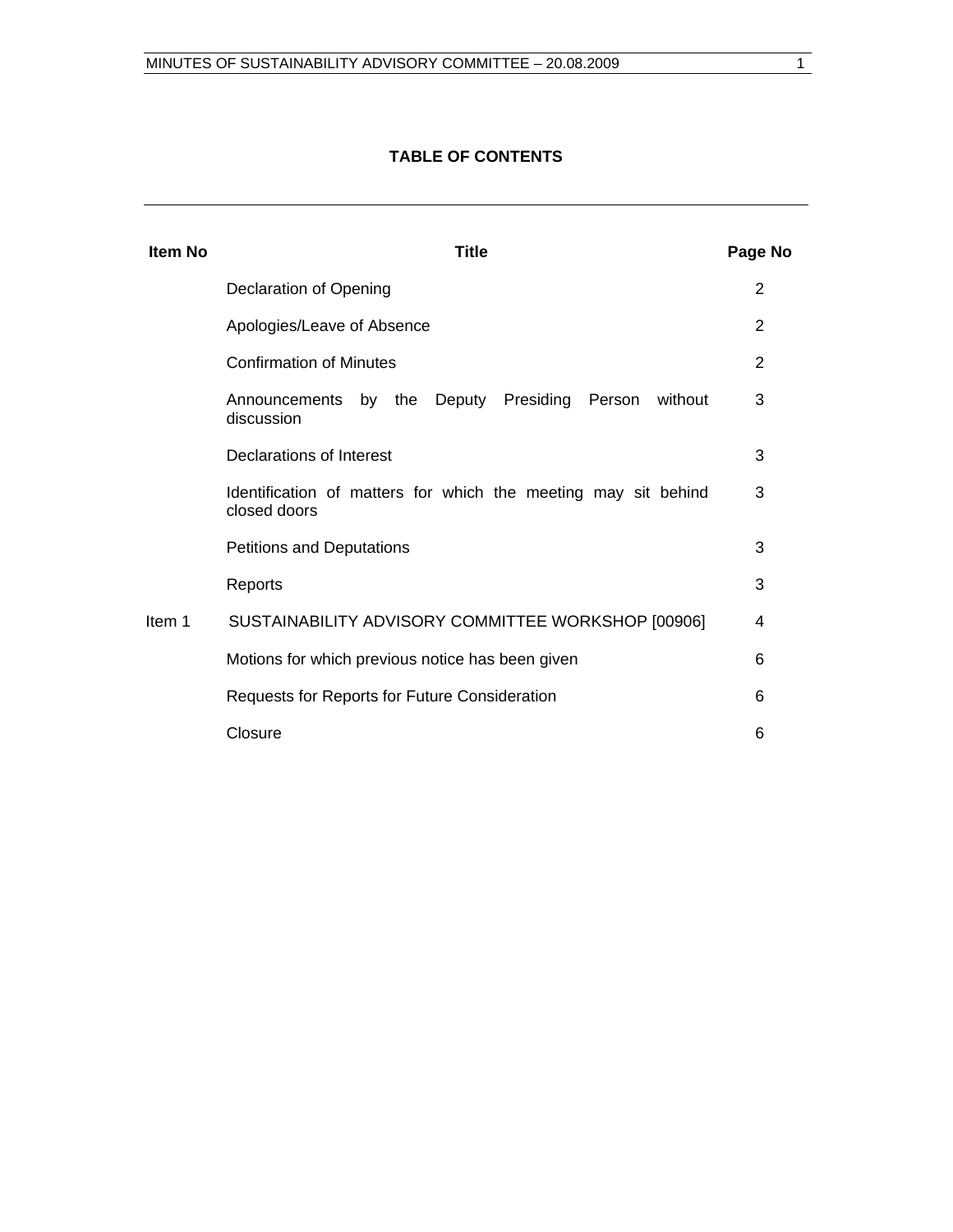## TABLE OF CONTENTS

| Item No | Title | Page No |
|---|---|---|
| | Declaration of Opening | 2 |
| | Apologies/Leave of Absence | 2 |
| | Confirmation of Minutes | 2 |
| | Announcements by the Deputy Presiding Person without discussion | 3 |
| | Declarations of Interest | 3 |
| | Identification of matters for which the meeting may sit behind closed doors | 3 |
| | Petitions and Deputations | 3 |
| | Reports | 3 |
| Item 1 | SUSTAINABILITY ADVISORY COMMITTEE WORKSHOP [00906] | 4 |
| | Motions for which previous notice has been given | 6 |
| | Requests for Reports for Future Consideration | 6 |
| | Closure | 6 |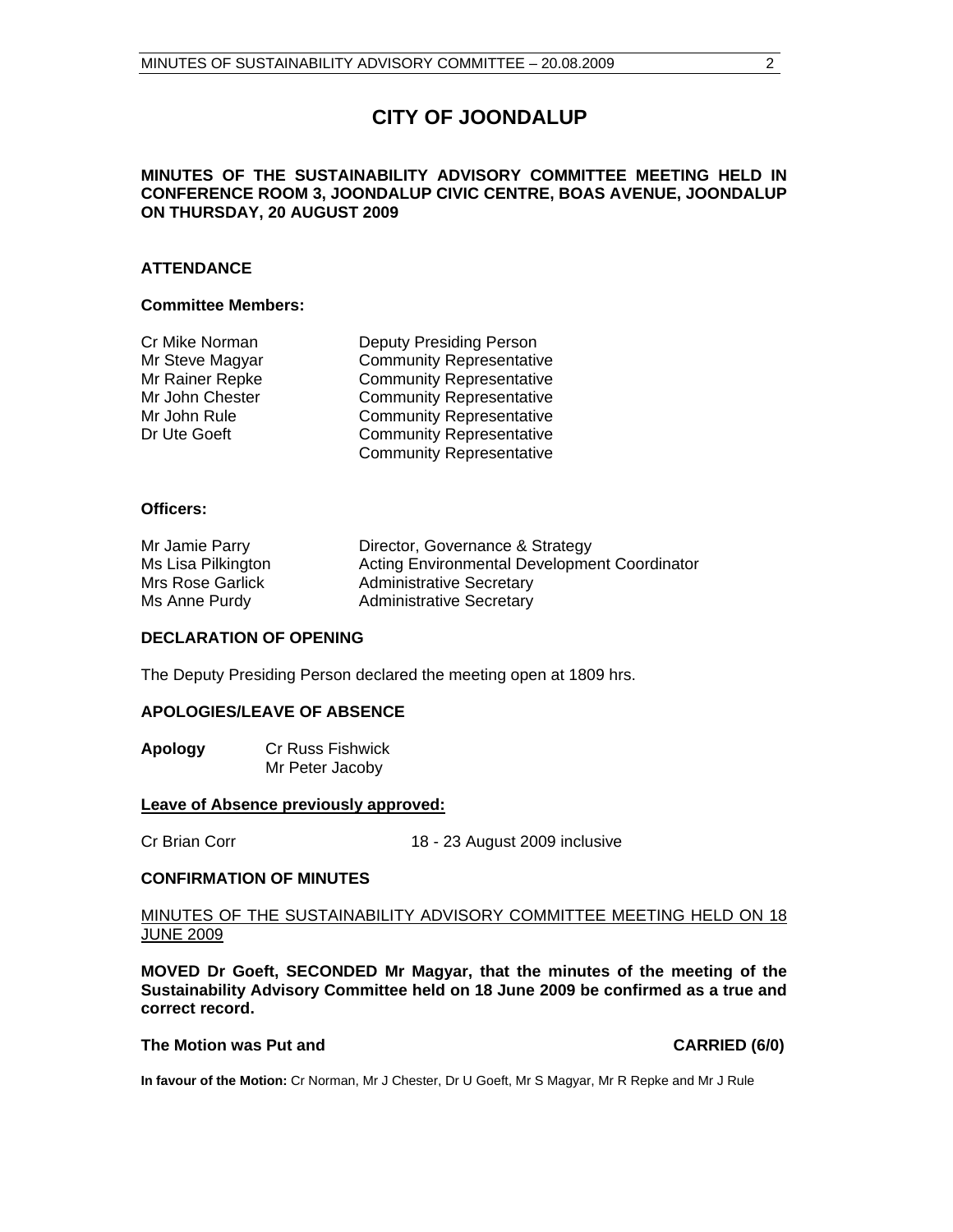# CITY OF JOONDALUP

**MINUTES OF THE SUSTAINABILITY ADVISORY COMMITTEE MEETING HELD IN CONFERENCE ROOM 3, JOONDALUP CIVIC CENTRE, BOAS AVENUE, JOONDALUP ON THURSDAY, 20 AUGUST 2009**

## ATTENDANCE

### Committee Members:

| | |
|---|---|
| Cr Mike Norman | Deputy Presiding Person |
| Mr Steve Magyar | Community Representative |
| Mr Rainer Repke | Community Representative |
| Mr John Chester | Community Representative |
| Mr John Rule | Community Representative |
| Dr Ute Goeft | Community Representative |
| | Community Representative |

### Officers:

| | |
|---|---|
| Mr Jamie Parry | Director, Governance & Strategy |
| Ms Lisa Pilkington | Acting Environmental Development Coordinator |
| Mrs Rose Garlick | Administrative Secretary |
| Ms Anne Purdy | Administrative Secretary |

## DECLARATION OF OPENING

The Deputy Presiding Person declared the meeting open at 1809 hrs.

## APOLOGIES/LEAVE OF ABSENCE

**Apology** Cr Russ Fishwick
Mr Peter Jacoby

**Leave of Absence previously approved:**

Cr Brian Corr 18 - 23 August 2009 inclusive

## CONFIRMATION OF MINUTES

MINUTES OF THE SUSTAINABILITY ADVISORY COMMITTEE MEETING HELD ON 18 JUNE 2009

**MOVED Dr Goeft, SECONDED Mr Magyar, that the minutes of the meeting of the Sustainability Advisory Committee held on 18 June 2009 be confirmed as a true and correct record.**

**The Motion was Put and CARRIED (6/0)**

**In favour of the Motion:** Cr Norman, Mr J Chester, Dr U Goeft, Mr S Magyar, Mr R Repke and Mr J Rule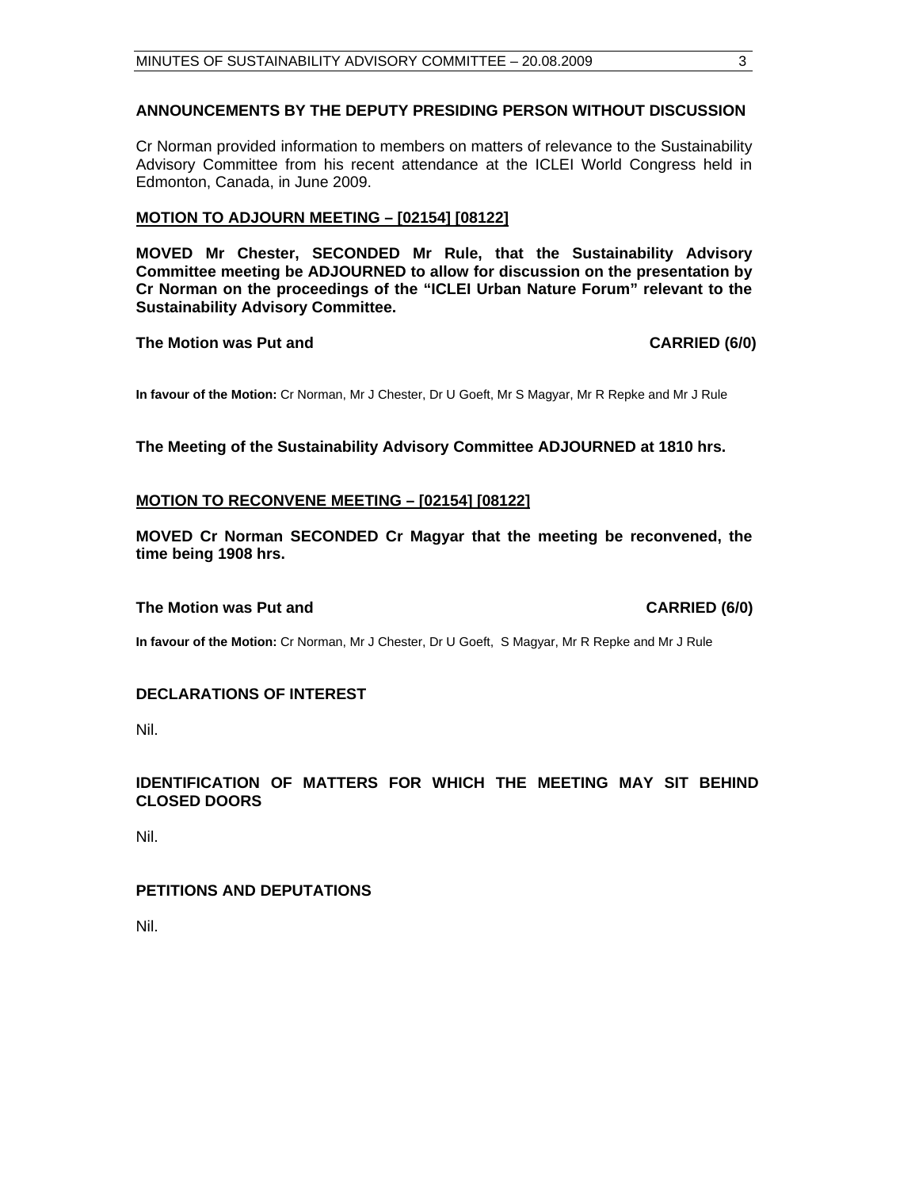## ANNOUNCEMENTS BY THE DEPUTY PRESIDING PERSON WITHOUT DISCUSSION

Cr Norman provided information to members on matters of relevance to the Sustainability Advisory Committee from his recent attendance at the ICLEI World Congress held in Edmonton, Canada, in June 2009.

## MOTION TO ADJOURN MEETING – [02154] [08122]

**MOVED Mr Chester, SECONDED Mr Rule, that the Sustainability Advisory Committee meeting be ADJOURNED to allow for discussion on the presentation by Cr Norman on the proceedings of the "ICLEI Urban Nature Forum" relevant to the Sustainability Advisory Committee.**

**The Motion was Put and CARRIED (6/0)**

**In favour of the Motion:** Cr Norman, Mr J Chester, Dr U Goeft, Mr S Magyar, Mr R Repke and Mr J Rule

**The Meeting of the Sustainability Advisory Committee ADJOURNED at 1810 hrs.**

## MOTION TO RECONVENE MEETING – [02154] [08122]

**MOVED Cr Norman SECONDED Cr Magyar that the meeting be reconvened, the time being 1908 hrs.**

**The Motion was Put and CARRIED (6/0)**

**In favour of the Motion:** Cr Norman, Mr J Chester, Dr U Goeft, S Magyar, Mr R Repke and Mr J Rule

## DECLARATIONS OF INTEREST

Nil.

## IDENTIFICATION OF MATTERS FOR WHICH THE MEETING MAY SIT BEHIND CLOSED DOORS

Nil.

## PETITIONS AND DEPUTATIONS

Nil.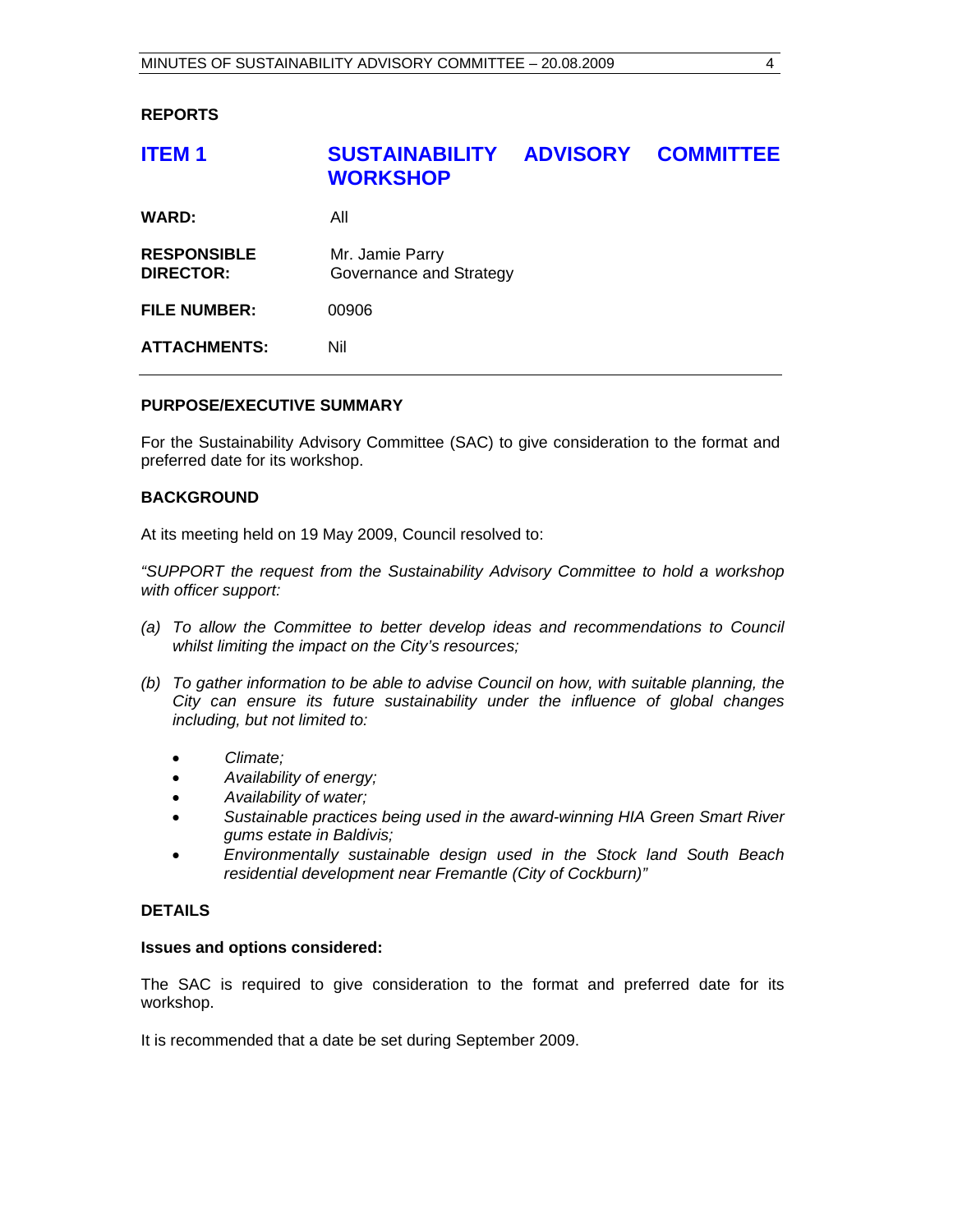## REPORTS

## ITEM 1 SUSTAINABILITY ADVISORY COMMITTEE WORKSHOP

| | |
|---|---|
| **WARD:** | All |
| **RESPONSIBLE DIRECTOR:** | Mr. Jamie Parry<br>Governance and Strategy |
| **FILE NUMBER:** | 00906 |
| **ATTACHMENTS:** | Nil |

### PURPOSE/EXECUTIVE SUMMARY

For the Sustainability Advisory Committee (SAC) to give consideration to the format and preferred date for its workshop.

### BACKGROUND

At its meeting held on 19 May 2009, Council resolved to:

*"SUPPORT the request from the Sustainability Advisory Committee to hold a workshop with officer support:*

*(a) To allow the Committee to better develop ideas and recommendations to Council whilst limiting the impact on the City's resources;*

*(b) To gather information to be able to advise Council on how, with suitable planning, the City can ensure its future sustainability under the influence of global changes including, but not limited to:*

- *Climate;*
- *Availability of energy;*
- *Availability of water;*
- *Sustainable practices being used in the award-winning HIA Green Smart River gums estate in Baldivis;*
- *Environmentally sustainable design used in the Stock land South Beach residential development near Fremantle (City of Cockburn)"*

### DETAILS

**Issues and options considered:**

The SAC is required to give consideration to the format and preferred date for its workshop.

It is recommended that a date be set during September 2009.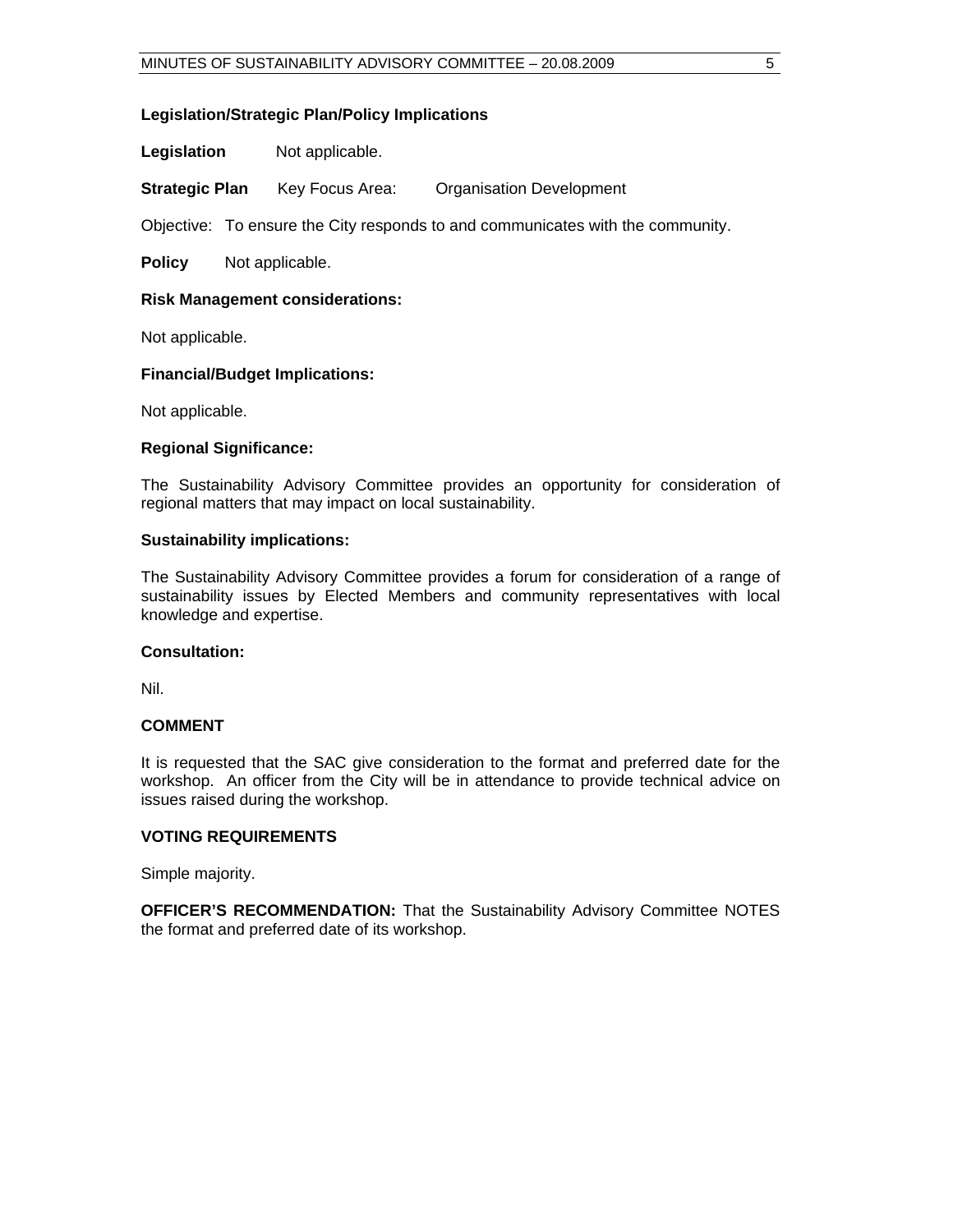### Legislation/Strategic Plan/Policy Implications

**Legislation** Not applicable.

**Strategic Plan** Key Focus Area: Organisation Development

Objective: To ensure the City responds to and communicates with the community.

**Policy** Not applicable.

### Risk Management considerations:

Not applicable.

### Financial/Budget Implications:

Not applicable.

### Regional Significance:

The Sustainability Advisory Committee provides an opportunity for consideration of regional matters that may impact on local sustainability.

### Sustainability implications:

The Sustainability Advisory Committee provides a forum for consideration of a range of sustainability issues by Elected Members and community representatives with local knowledge and expertise.

### Consultation:

Nil.

## COMMENT

It is requested that the SAC give consideration to the format and preferred date for the workshop. An officer from the City will be in attendance to provide technical advice on issues raised during the workshop.

## VOTING REQUIREMENTS

Simple majority.

**OFFICER'S RECOMMENDATION:** That the Sustainability Advisory Committee NOTES the format and preferred date of its workshop.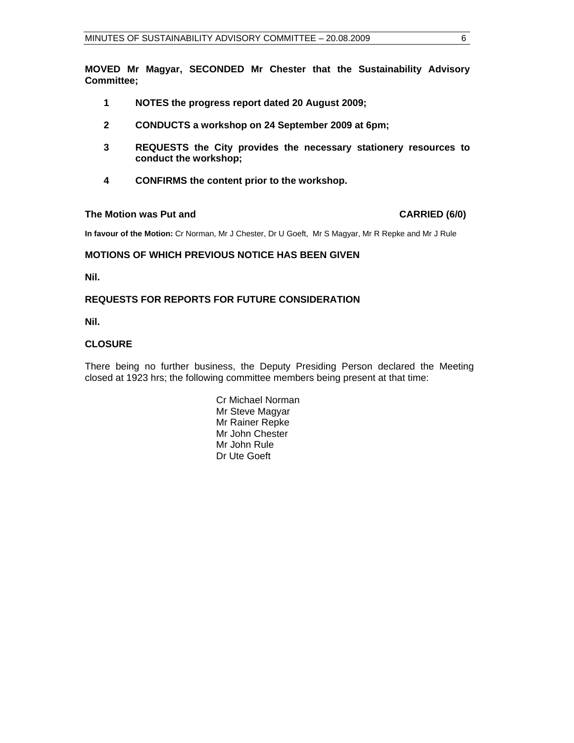**MOVED Mr Magyar, SECONDED Mr Chester that the Sustainability Advisory Committee;**

1. **NOTES the progress report dated 20 August 2009;**
2. **CONDUCTS a workshop on 24 September 2009 at 6pm;**
3. **REQUESTS the City provides the necessary stationery resources to conduct the workshop;**
4. **CONFIRMS the content prior to the workshop.**

**The Motion was Put and CARRIED (6/0)**

**In favour of the Motion:** Cr Norman, Mr J Chester, Dr U Goeft, Mr S Magyar, Mr R Repke and Mr J Rule

## MOTIONS OF WHICH PREVIOUS NOTICE HAS BEEN GIVEN

**Nil.**

## REQUESTS FOR REPORTS FOR FUTURE CONSIDERATION

**Nil.**

## CLOSURE

There being no further business, the Deputy Presiding Person declared the Meeting closed at 1923 hrs; the following committee members being present at that time:

Cr Michael Norman
Mr Steve Magyar
Mr Rainer Repke
Mr John Chester
Mr John Rule
Dr Ute Goeft